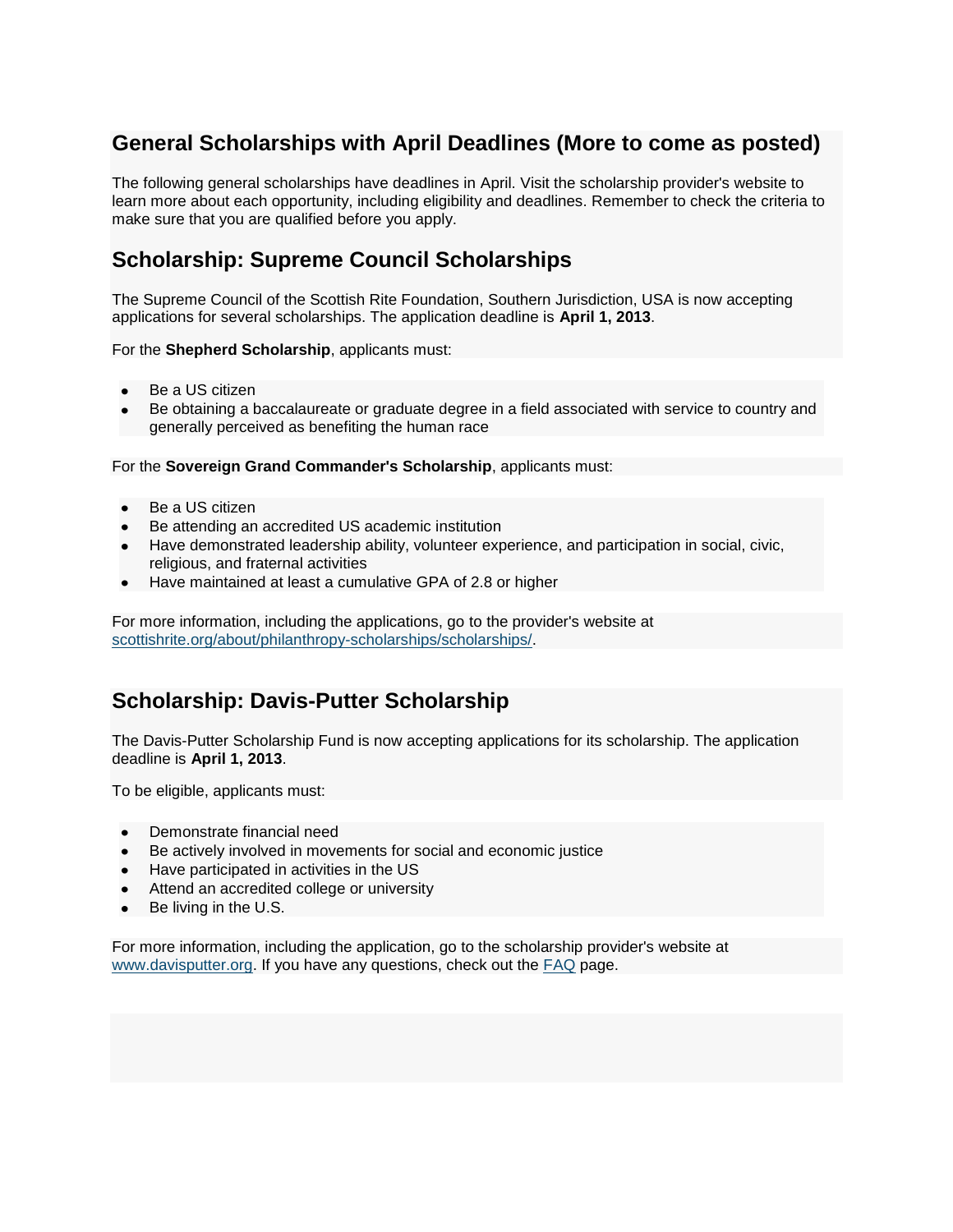## General Scholarships with April Deadlines (More to come as posted)

The following general scholarships have deadlines in April. Visit the scholarship provider's website to learn more about each opportunity, including eligibility and deadlines. Remember to check the criteria to make sure that you are qualified before you apply.

## Scholarship: Supreme Council Scholarships

The Supreme Council of the Scottish Rite Foundation, Southern Jurisdiction, USA is now accepting applications for several scholarships. The application deadline is **April 1, 2013**.

For the **Shepherd Scholarship**, applicants must:

- Be a US citizen
- Be obtaining a baccalaureate or graduate degree in a field associated with service to country and generally perceived as benefiting the human race

For the **Sovereign Grand Commander's Scholarship**, applicants must:

- Be a US citizen
- Be attending an accredited US academic institution
- Have demonstrated leadership ability, volunteer experience, and participation in social, civic, religious, and fraternal activities
- Have maintained at least a cumulative GPA of 2.8 or higher

For more information, including the applications, go to the provider's website at scottishrite.org/about/philanthropy-scholarships/scholarships/.

## Scholarship: Davis-Putter Scholarship

The Davis-Putter Scholarship Fund is now accepting applications for its scholarship. The application deadline is **April 1, 2013**.

To be eligible, applicants must:

- Demonstrate financial need
- Be actively involved in movements for social and economic justice
- Have participated in activities in the US
- Attend an accredited college or university
- Be living in the U.S.

For more information, including the application, go to the scholarship provider's website at www.davisputter.org. If you have any questions, check out the FAQ page.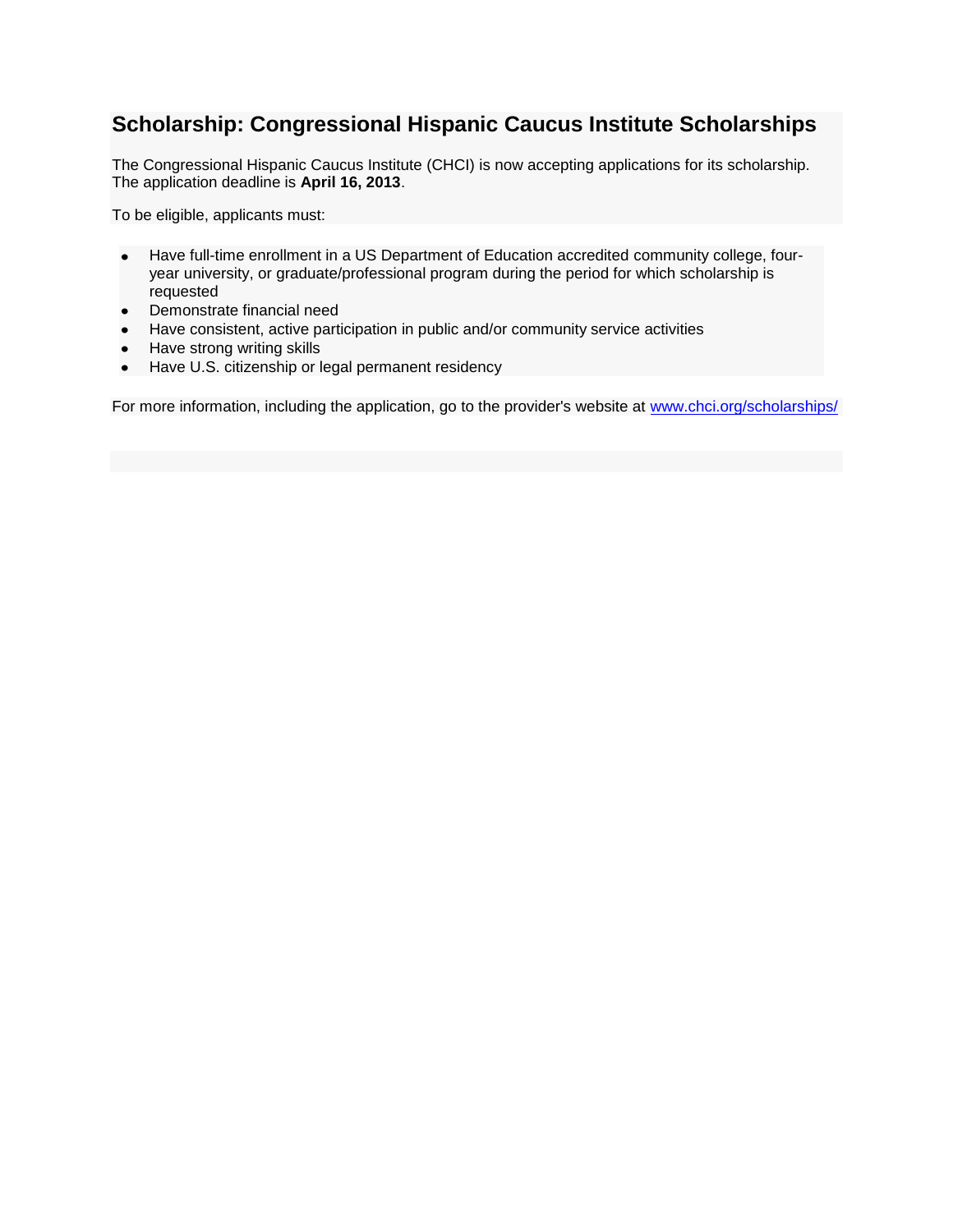## Scholarship: Congressional Hispanic Caucus Institute Scholarships

The Congressional Hispanic Caucus Institute (CHCI) is now accepting applications for its scholarship. The application deadline is **April 16, 2013**.

To be eligible, applicants must:

- Have full-time enrollment in a US Department of Education accredited community college, four-year university, or graduate/professional program during the period for which scholarship is requested
- Demonstrate financial need
- Have consistent, active participation in public and/or community service activities
- Have strong writing skills
- Have U.S. citizenship or legal permanent residency

For more information, including the application, go to the provider's website at [www.chci.org/scholarships/](http://www.chci.org/scholarships/)